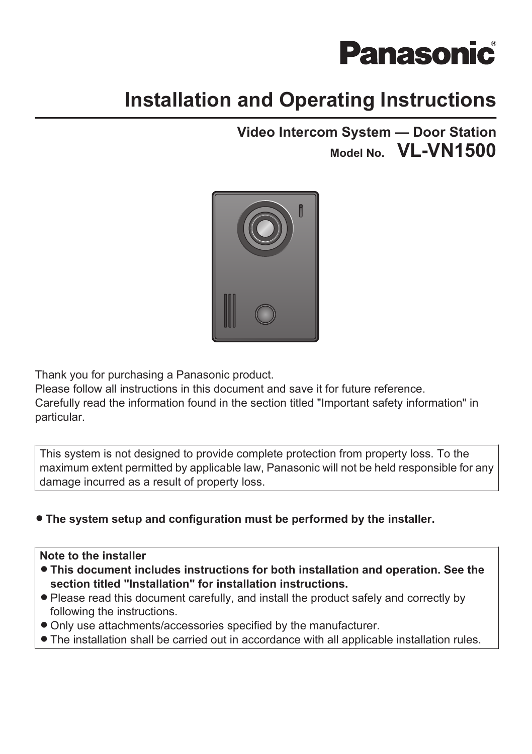Panasonic

# Installation and Operating Instructions

## Video Intercom System — Door Station

**Model No. VL-VN1500**

Thank you for purchasing a Panasonic product.
Please follow all instructions in this document and save it for future reference.
Carefully read the information found in the section titled "Important safety information" in particular.

This system is not designed to provide complete protection from property loss. To the maximum extent permitted by applicable law, Panasonic will not be held responsible for any damage incurred as a result of property loss.

- **The system setup and configuration must be performed by the installer.**

**Note to the installer**
- **This document includes instructions for both installation and operation. See the section titled "Installation" for installation instructions.**
- Please read this document carefully, and install the product safely and correctly by following the instructions.
- Only use attachments/accessories specified by the manufacturer.
- The installation shall be carried out in accordance with all applicable installation rules.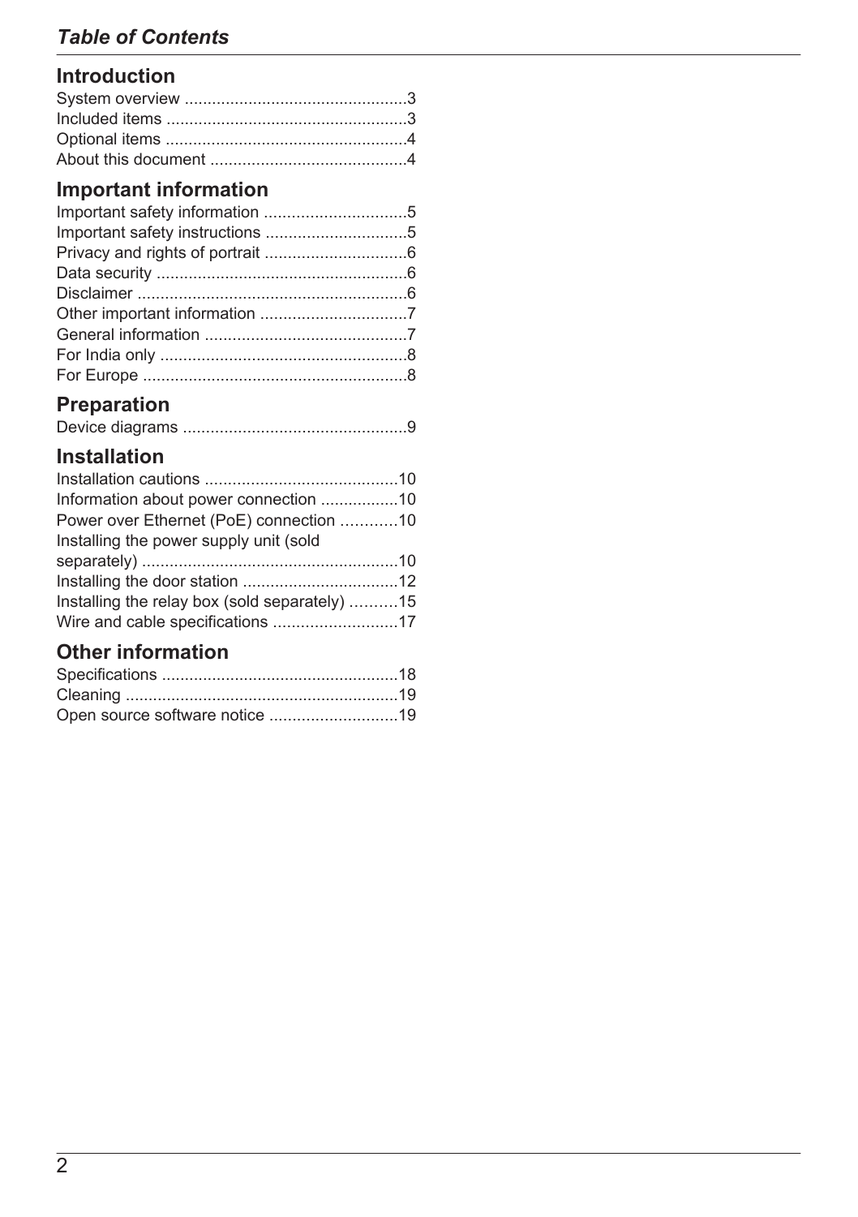# Table of Contents

## Introduction

System overview ................................................3
Included items ....................................................3
Optional items ....................................................4
About this document ..........................................4

## Important information

Important safety information ..............................5
Important safety instructions ..............................5
Privacy and rights of portrait ..............................6
Data security ......................................................6
Disclaimer ..........................................................6
Other important information ................................7
General information ............................................7
For India only .....................................................8
For Europe .........................................................8

## Preparation

Device diagrams ................................................9

## Installation

Installation cautions ..........................................10
Information about power connection .................10
Power over Ethernet (PoE) connection ............10
Installing the power supply unit (sold separately) ........................................................10
Installing the door station ..................................12
Installing the relay box (sold separately) ..........15
Wire and cable specifications ...........................17

## Other information

Specifications ...................................................18
Cleaning ...........................................................19
Open source software notice ............................19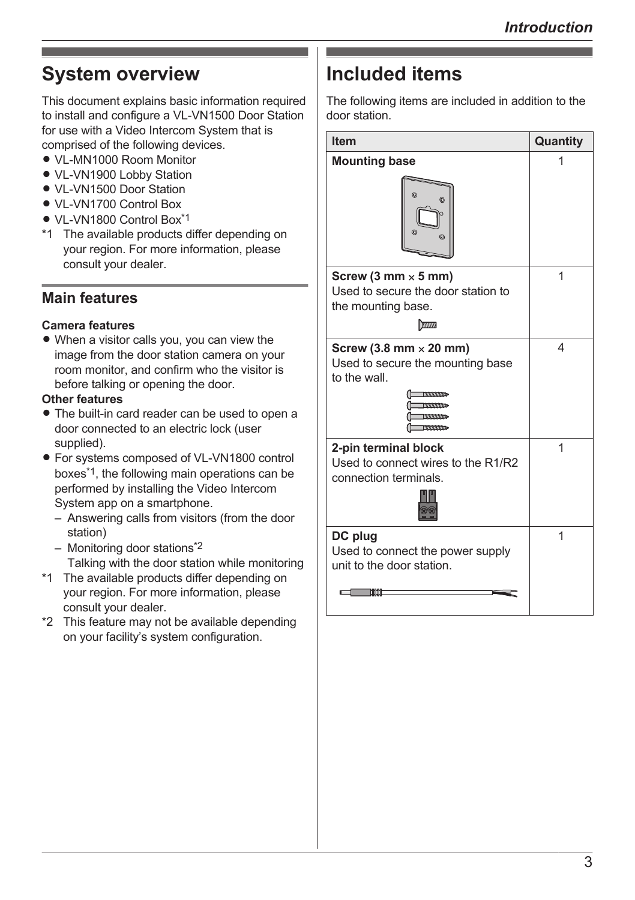# System overview

This document explains basic information required to install and configure a VL-VN1500 Door Station for use with a Video Intercom System that is comprised of the following devices.

- VL-MN1000 Room Monitor
- VL-VN1900 Lobby Station
- VL-VN1500 Door Station
- VL-VN1700 Control Box
- VL-VN1800 Control Box[*1]

*1 The available products differ depending on your region. For more information, please consult your dealer.

## Main features

**Camera features**

- When a visitor calls you, you can view the image from the door station camera on your room monitor, and confirm who the visitor is before talking or opening the door.

**Other features**

- The built-in card reader can be used to open a door connected to an electric lock (user supplied).
- For systems composed of VL-VN1800 control boxes[*1], the following main operations can be performed by installing the Video Intercom System app on a smartphone.
  - Answering calls from visitors (from the door station)
  - Monitoring door stations[*2]
    Talking with the door station while monitoring

*1 The available products differ depending on your region. For more information, please consult your dealer.

*2 This feature may not be available depending on your facility's system configuration.

# Included items

The following items are included in addition to the door station.

| Item | Quantity |
|---|---|
| **Mounting base** | 1 |
| **Screw (3 mm × 5 mm)** Used to secure the door station to the mounting base. | 1 |
| **Screw (3.8 mm × 20 mm)** Used to secure the mounting base to the wall. | 4 |
| **2-pin terminal block** Used to connect wires to the R1/R2 connection terminals. | 1 |
| **DC plug** Used to connect the power supply unit to the door station. | 1 |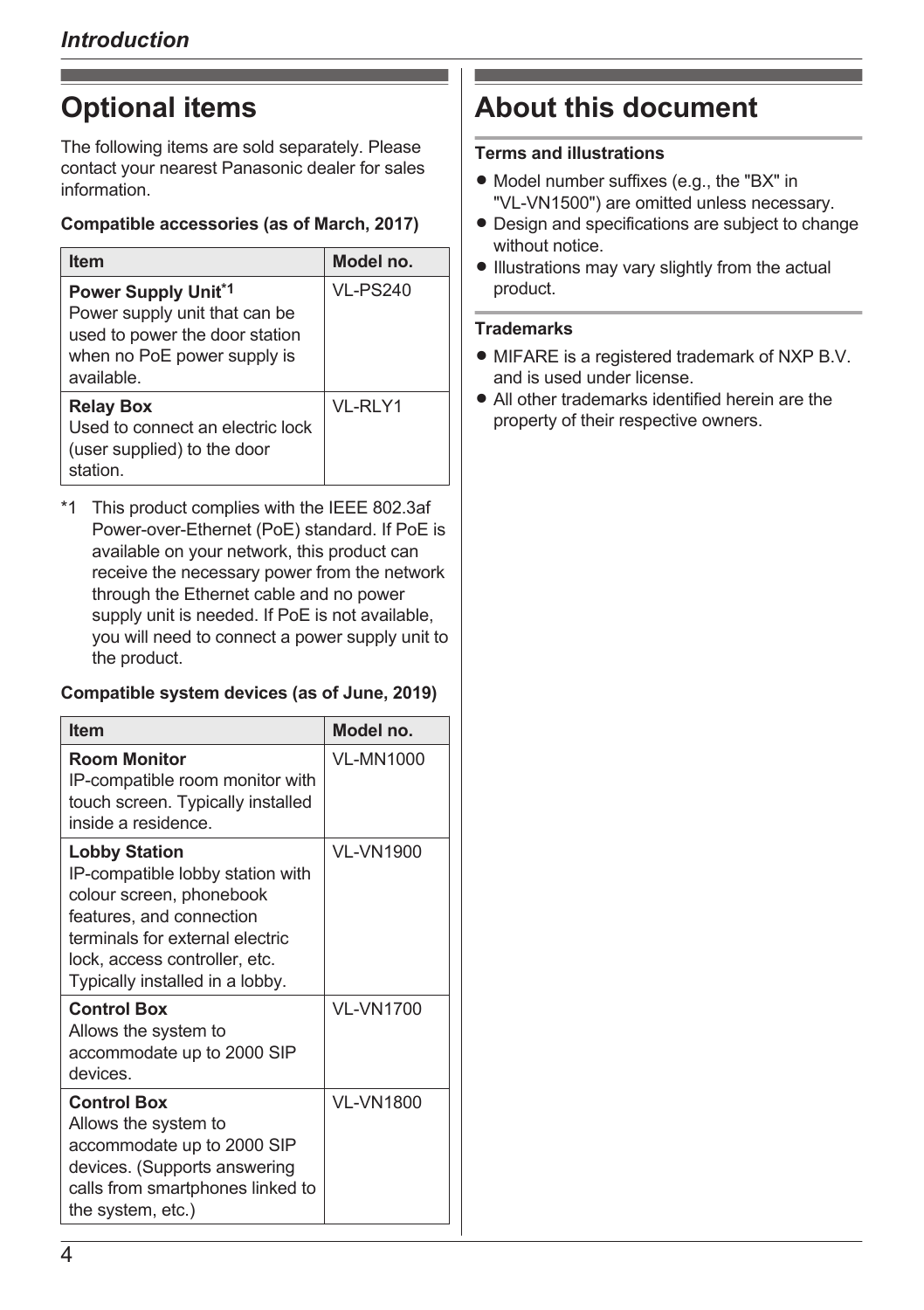## Optional items

The following items are sold separately. Please contact your nearest Panasonic dealer for sales information.

**Compatible accessories (as of March, 2017)**

| Item | Model no. |
|---|---|
| **Power Supply Unit**[*1] Power supply unit that can be used to power the door station when no PoE power supply is available. | VL-PS240 |
| **Relay Box** Used to connect an electric lock (user supplied) to the door station. | VL-RLY1 |

*1 This product complies with the IEEE 802.3af Power-over-Ethernet (PoE) standard. If PoE is available on your network, this product can receive the necessary power from the network through the Ethernet cable and no power supply unit is needed. If PoE is not available, you will need to connect a power supply unit to the product.

**Compatible system devices (as of June, 2019)**

| Item | Model no. |
|---|---|
| **Room Monitor** IP-compatible room monitor with touch screen. Typically installed inside a residence. | VL-MN1000 |
| **Lobby Station** IP-compatible lobby station with colour screen, phonebook features, and connection terminals for external electric lock, access controller, etc. Typically installed in a lobby. | VL-VN1900 |
| **Control Box** Allows the system to accommodate up to 2000 SIP devices. | VL-VN1700 |
| **Control Box** Allows the system to accommodate up to 2000 SIP devices. (Supports answering calls from smartphones linked to the system, etc.) | VL-VN1800 |

## About this document

**Terms and illustrations**

- Model number suffixes (e.g., the "BX" in "VL-VN1500") are omitted unless necessary.
- Design and specifications are subject to change without notice.
- Illustrations may vary slightly from the actual product.

**Trademarks**

- MIFARE is a registered trademark of NXP B.V. and is used under license.
- All other trademarks identified herein are the property of their respective owners.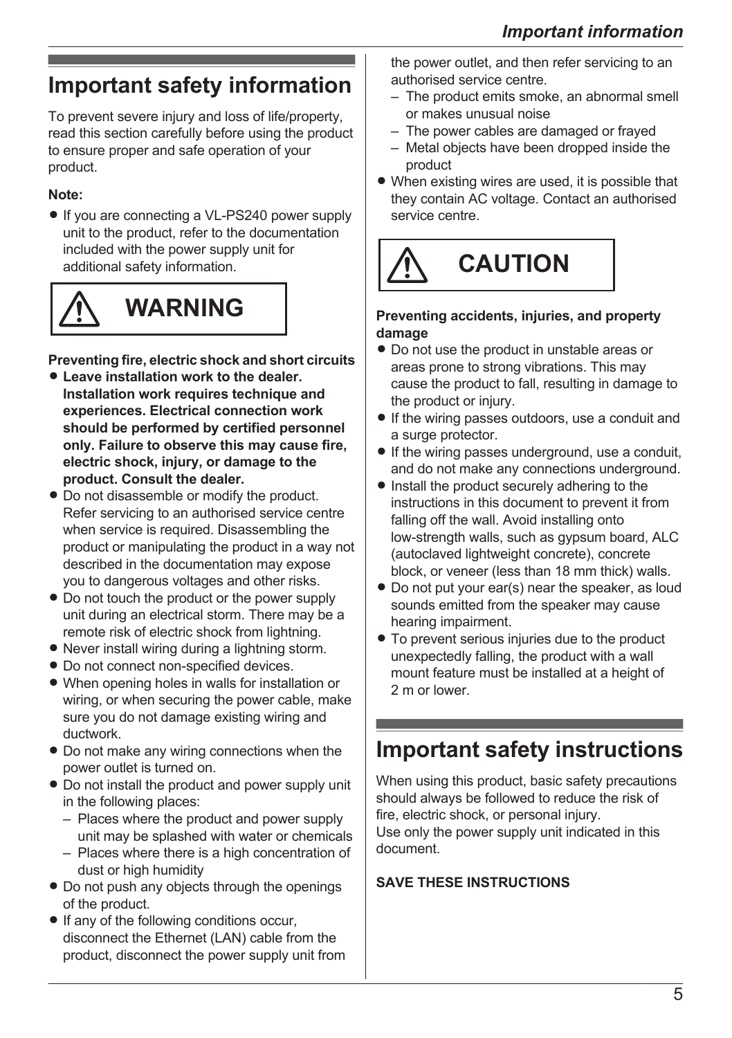# Important safety information

To prevent severe injury and loss of life/property, read this section carefully before using the product to ensure proper and safe operation of your product.

**Note:**

- If you are connecting a VL-PS240 power supply unit to the product, refer to the documentation included with the power supply unit for additional safety information.

## ⚠ WARNING

**Preventing fire, electric shock and short circuits**

- **Leave installation work to the dealer. Installation work requires technique and experiences. Electrical connection work should be performed by certified personnel only. Failure to observe this may cause fire, electric shock, injury, or damage to the product. Consult the dealer.**
- Do not disassemble or modify the product. Refer servicing to an authorised service centre when service is required. Disassembling the product or manipulating the product in a way not described in the documentation may expose you to dangerous voltages and other risks.
- Do not touch the product or the power supply unit during an electrical storm. There may be a remote risk of electric shock from lightning.
- Never install wiring during a lightning storm.
- Do not connect non-specified devices.
- When opening holes in walls for installation or wiring, or when securing the power cable, make sure you do not damage existing wiring and ductwork.
- Do not make any wiring connections when the power outlet is turned on.
- Do not install the product and power supply unit in the following places:
  - Places where the product and power supply unit may be splashed with water or chemicals
  - Places where there is a high concentration of dust or high humidity
- Do not push any objects through the openings of the product.
- If any of the following conditions occur, disconnect the Ethernet (LAN) cable from the product, disconnect the power supply unit from the power outlet, and then refer servicing to an authorised service centre.
  - The product emits smoke, an abnormal smell or makes unusual noise
  - The power cables are damaged or frayed
  - Metal objects have been dropped inside the product
- When existing wires are used, it is possible that they contain AC voltage. Contact an authorised service centre.

## ⚠ CAUTION

**Preventing accidents, injuries, and property damage**

- Do not use the product in unstable areas or areas prone to strong vibrations. This may cause the product to fall, resulting in damage to the product or injury.
- If the wiring passes outdoors, use a conduit and a surge protector.
- If the wiring passes underground, use a conduit, and do not make any connections underground.
- Install the product securely adhering to the instructions in this document to prevent it from falling off the wall. Avoid installing onto low-strength walls, such as gypsum board, ALC (autoclaved lightweight concrete), concrete block, or veneer (less than 18 mm thick) walls.
- Do not put your ear(s) near the speaker, as loud sounds emitted from the speaker may cause hearing impairment.
- To prevent serious injuries due to the product unexpectedly falling, the product with a wall mount feature must be installed at a height of 2 m or lower.

# Important safety instructions

When using this product, basic safety precautions should always be followed to reduce the risk of fire, electric shock, or personal injury.
Use only the power supply unit indicated in this document.

**SAVE THESE INSTRUCTIONS**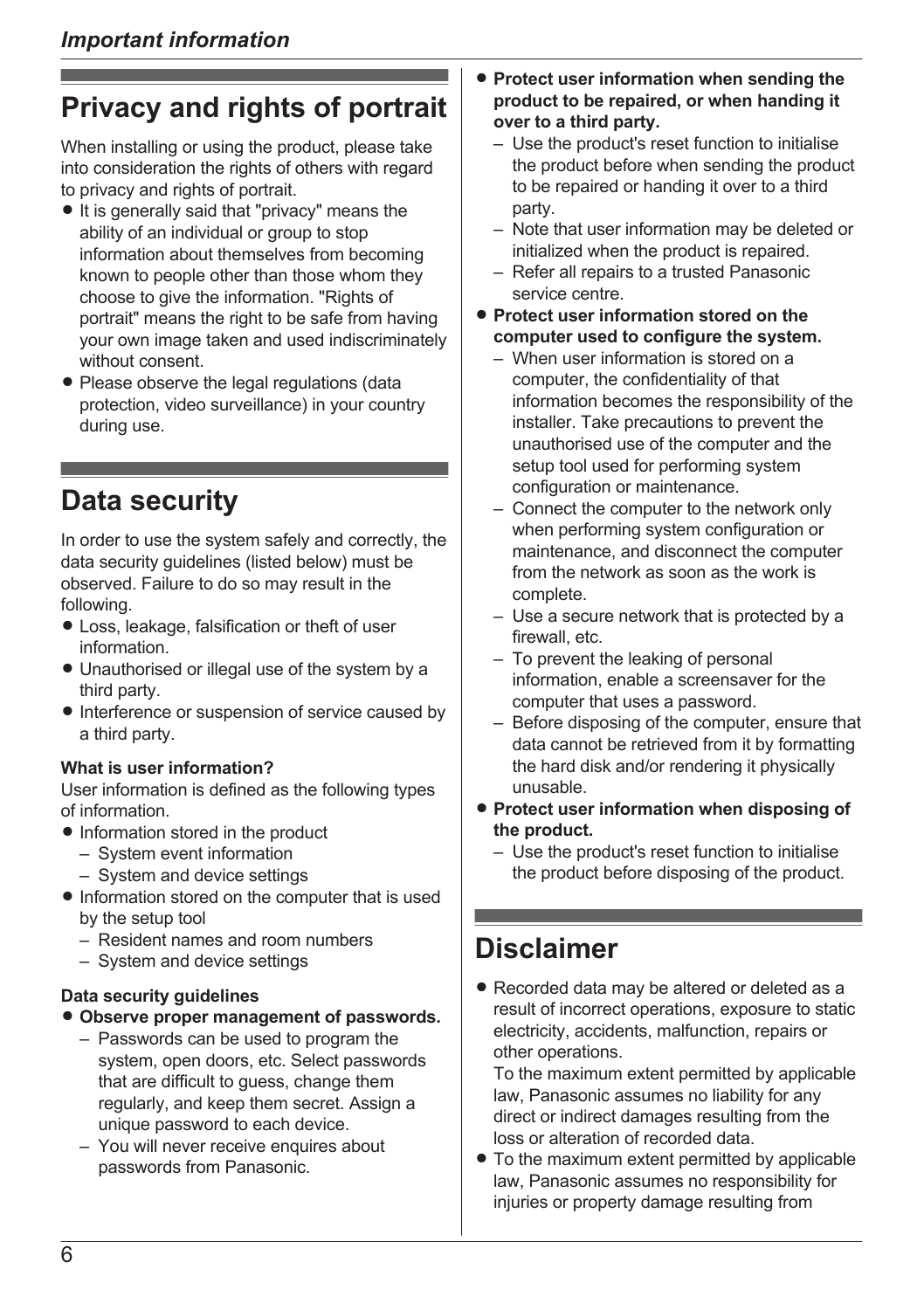## Privacy and rights of portrait

When installing or using the product, please take into consideration the rights of others with regard to privacy and rights of portrait.

- It is generally said that "privacy" means the ability of an individual or group to stop information about themselves from becoming known to people other than those whom they choose to give the information. "Rights of portrait" means the right to be safe from having your own image taken and used indiscriminately without consent.
- Please observe the legal regulations (data protection, video surveillance) in your country during use.

## Data security

In order to use the system safely and correctly, the data security guidelines (listed below) must be observed. Failure to do so may result in the following.

- Loss, leakage, falsification or theft of user information.
- Unauthorised or illegal use of the system by a third party.
- Interference or suspension of service caused by a third party.

**What is user information?**

User information is defined as the following types of information.

- Information stored in the product
  - System event information
  - System and device settings
- Information stored on the computer that is used by the setup tool
  - Resident names and room numbers
  - System and device settings

**Data security guidelines**

- **Observe proper management of passwords.**
  - Passwords can be used to program the system, open doors, etc. Select passwords that are difficult to guess, change them regularly, and keep them secret. Assign a unique password to each device.
  - You will never receive enquires about passwords from Panasonic.
- **Protect user information when sending the product to be repaired, or when handing it over to a third party.**
  - Use the product's reset function to initialise the product before when sending the product to be repaired or handing it over to a third party.
  - Note that user information may be deleted or initialized when the product is repaired.
  - Refer all repairs to a trusted Panasonic service centre.
- **Protect user information stored on the computer used to configure the system.**
  - When user information is stored on a computer, the confidentiality of that information becomes the responsibility of the installer. Take precautions to prevent the unauthorised use of the computer and the setup tool used for performing system configuration or maintenance.
  - Connect the computer to the network only when performing system configuration or maintenance, and disconnect the computer from the network as soon as the work is complete.
  - Use a secure network that is protected by a firewall, etc.
  - To prevent the leaking of personal information, enable a screensaver for the computer that uses a password.
  - Before disposing of the computer, ensure that data cannot be retrieved from it by formatting the hard disk and/or rendering it physically unusable.
- **Protect user information when disposing of the product.**
  - Use the product's reset function to initialise the product before disposing of the product.

## Disclaimer

- Recorded data may be altered or deleted as a result of incorrect operations, exposure to static electricity, accidents, malfunction, repairs or other operations.
  To the maximum extent permitted by applicable law, Panasonic assumes no liability for any direct or indirect damages resulting from the loss or alteration of recorded data.
- To the maximum extent permitted by applicable law, Panasonic assumes no responsibility for injuries or property damage resulting from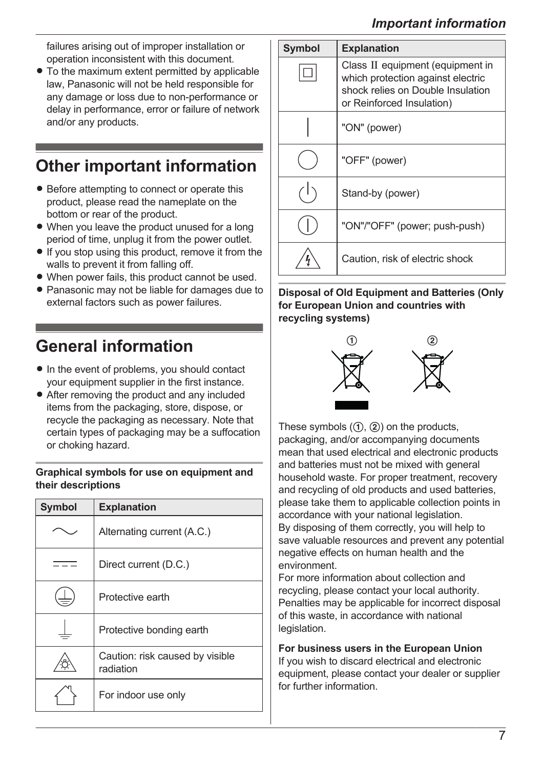failures arising out of improper installation or operation inconsistent with this document.
- To the maximum extent permitted by applicable law, Panasonic will not be held responsible for any damage or loss due to non-performance or delay in performance, error or failure of network and/or any products.

## Other important information

- Before attempting to connect or operate this product, please read the nameplate on the bottom or rear of the product.
- When you leave the product unused for a long period of time, unplug it from the power outlet.
- If you stop using this product, remove it from the walls to prevent it from falling off.
- When power fails, this product cannot be used.
- Panasonic may not be liable for damages due to external factors such as power failures.

## General information

- In the event of problems, you should contact your equipment supplier in the first instance.
- After removing the product and any included items from the packaging, store, dispose, or recycle the packaging as necessary. Note that certain types of packaging may be a suffocation or choking hazard.

**Graphical symbols for use on equipment and their descriptions**

| Symbol | Explanation |
|---|---|
| ∼ | Alternating current (A.C.) |
| ⎓ | Direct current (D.C.) |
| ⏚ | Protective earth |
| ⏚ | Protective bonding earth |
| | Caution: risk caused by visible radiation |
| | For indoor use only |
| ⧈ | Class Ⅱ equipment (equipment in which protection against electric shock relies on Double Insulation or Reinforced Insulation) |
| │ | "ON" (power) |
| ◯ | "OFF" (power) |
| ⏻ | Stand-by (power) |
| | "ON"/"OFF" (power; push-push) |
| | Caution, risk of electric shock |

**Disposal of Old Equipment and Batteries (Only for European Union and countries with recycling systems)**

① ②

These symbols (①, ②) on the products, packaging, and/or accompanying documents mean that used electrical and electronic products and batteries must not be mixed with general household waste. For proper treatment, recovery and recycling of old products and used batteries, please take them to applicable collection points in accordance with your national legislation.
By disposing of them correctly, you will help to save valuable resources and prevent any potential negative effects on human health and the environment.
For more information about collection and recycling, please contact your local authority.
Penalties may be applicable for incorrect disposal of this waste, in accordance with national legislation.

**For business users in the European Union**
If you wish to discard electrical and electronic equipment, please contact your dealer or supplier for further information.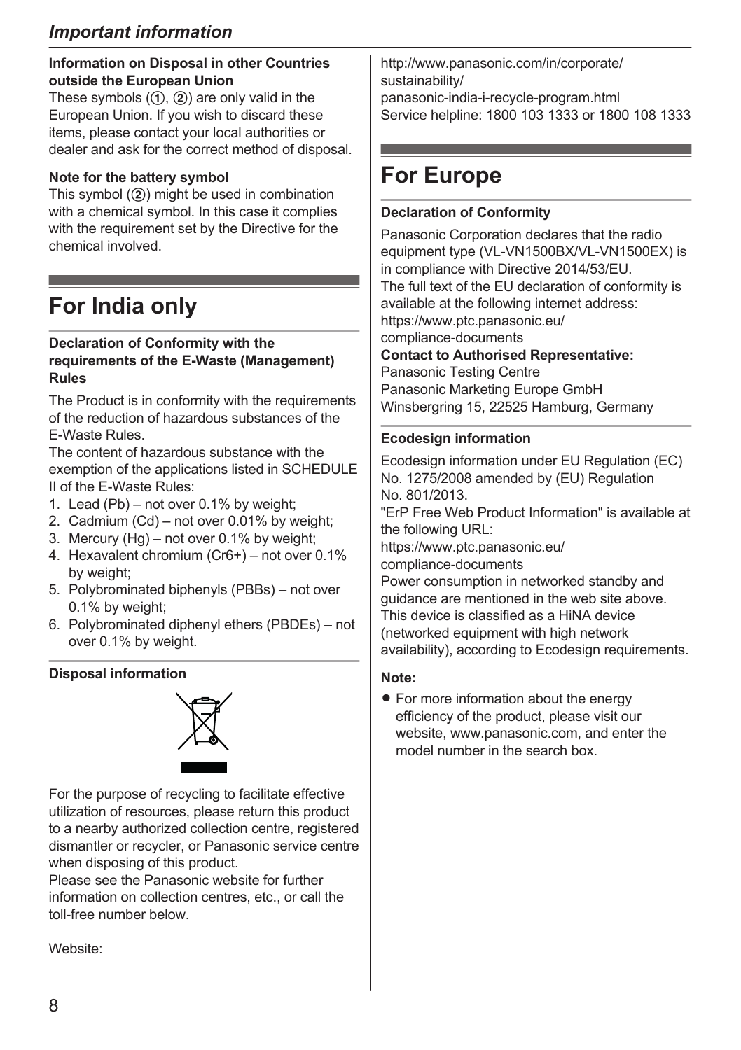#### Information on Disposal in other Countries outside the European Union

These symbols (①, ②) are only valid in the European Union. If you wish to discard these items, please contact your local authorities or dealer and ask for the correct method of disposal.

#### Note for the battery symbol

This symbol (②) might be used in combination with a chemical symbol. In this case it complies with the requirement set by the Directive for the chemical involved.

## For India only

#### Declaration of Conformity with the requirements of the E-Waste (Management) Rules

The Product is in conformity with the requirements of the reduction of hazardous substances of the E-Waste Rules.

The content of hazardous substance with the exemption of the applications listed in SCHEDULE II of the E-Waste Rules:

1. Lead (Pb) – not over 0.1% by weight;
2. Cadmium (Cd) – not over 0.01% by weight;
3. Mercury (Hg) – not over 0.1% by weight;
4. Hexavalent chromium (Cr6+) – not over 0.1% by weight;
5. Polybrominated biphenyls (PBBs) – not over 0.1% by weight;
6. Polybrominated diphenyl ethers (PBDEs) – not over 0.1% by weight.

#### Disposal information

For the purpose of recycling to facilitate effective utilization of resources, please return this product to a nearby authorized collection centre, registered dismantler or recycler, or Panasonic service centre when disposing of this product.

Please see the Panasonic website for further information on collection centres, etc., or call the toll-free number below.

Website:
http://www.panasonic.com/in/corporate/sustainability/panasonic-india-i-recycle-program.html

Service helpline: 1800 103 1333 or 1800 108 1333

## For Europe

#### Declaration of Conformity

Panasonic Corporation declares that the radio equipment type (VL-VN1500BX/VL-VN1500EX) is in compliance with Directive 2014/53/EU.
The full text of the EU declaration of conformity is available at the following internet address:
https://www.ptc.panasonic.eu/compliance-documents

**Contact to Authorised Representative:**
Panasonic Testing Centre
Panasonic Marketing Europe GmbH
Winsbergring 15, 22525 Hamburg, Germany

#### Ecodesign information

Ecodesign information under EU Regulation (EC) No. 1275/2008 amended by (EU) Regulation No. 801/2013.
"ErP Free Web Product Information" is available at the following URL:
https://www.ptc.panasonic.eu/compliance-documents
Power consumption in networked standby and guidance are mentioned in the web site above.
This device is classified as a HiNA device (networked equipment with high network availability), according to Ecodesign requirements.

**Note:**

- For more information about the energy efficiency of the product, please visit our website, www.panasonic.com, and enter the model number in the search box.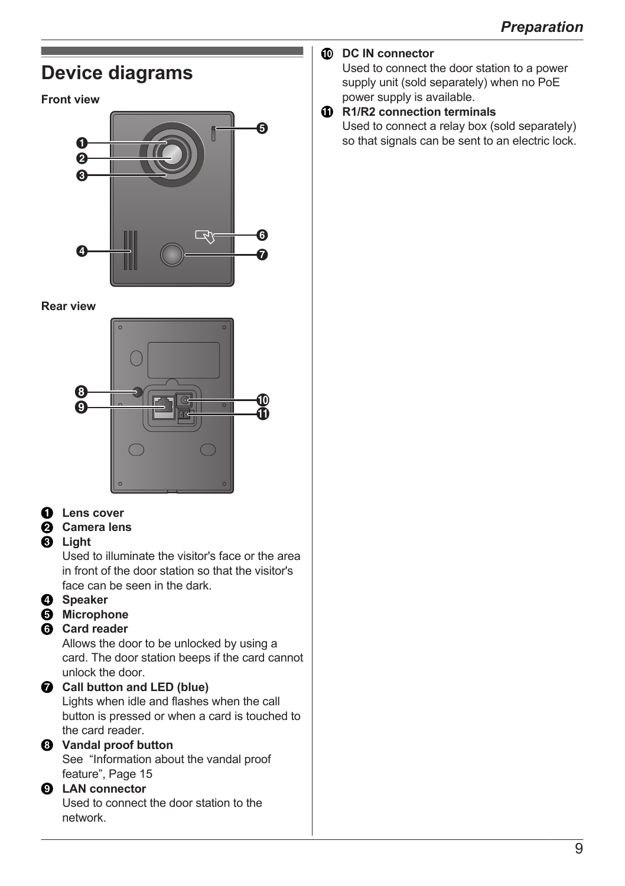# Device diagrams

**Front view**

**Rear view**

1. **Lens cover**
2. **Camera lens**
3. **Light**
   Used to illuminate the visitor's face or the area in front of the door station so that the visitor's face can be seen in the dark.
4. **Speaker**
5. **Microphone**
6. **Card reader**
   Allows the door to be unlocked by using a card. The door station beeps if the card cannot unlock the door.
7. **Call button and LED (blue)**
   Lights when idle and flashes when the call button is pressed or when a card is touched to the card reader.
8. **Vandal proof button**
   See "Information about the vandal proof feature", Page 15
9. **LAN connector**
   Used to connect the door station to the network.
10. **DC IN connector**
    Used to connect the door station to a power supply unit (sold separately) when no PoE power supply is available.
11. **R1/R2 connection terminals**
    Used to connect a relay box (sold separately) so that signals can be sent to an electric lock.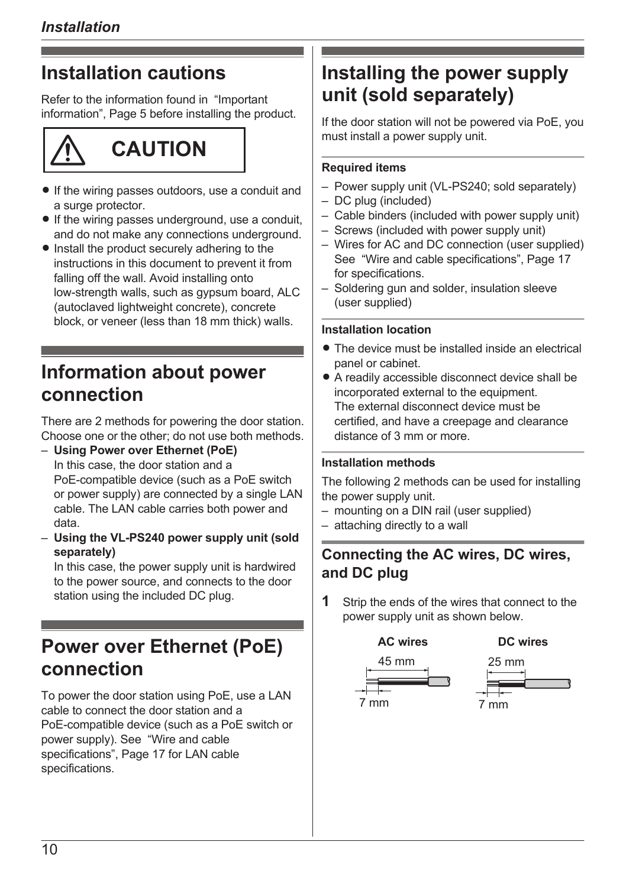## Installation cautions

Refer to the information found in "Important information", Page 5 before installing the product.

**CAUTION**

- If the wiring passes outdoors, use a conduit and a surge protector.
- If the wiring passes underground, use a conduit, and do not make any connections underground.
- Install the product securely adhering to the instructions in this document to prevent it from falling off the wall. Avoid installing onto low-strength walls, such as gypsum board, ALC (autoclaved lightweight concrete), concrete block, or veneer (less than 18 mm thick) walls.

## Information about power connection

There are 2 methods for powering the door station. Choose one or the other; do not use both methods.

- **Using Power over Ethernet (PoE)**
  In this case, the door station and a PoE-compatible device (such as a PoE switch or power supply) are connected by a single LAN cable. The LAN cable carries both power and data.
- **Using the VL-PS240 power supply unit (sold separately)**
  In this case, the power supply unit is hardwired to the power source, and connects to the door station using the included DC plug.

## Power over Ethernet (PoE) connection

To power the door station using PoE, use a LAN cable to connect the door station and a PoE-compatible device (such as a PoE switch or power supply). See "Wire and cable specifications", Page 17 for LAN cable specifications.

## Installing the power supply unit (sold separately)

If the door station will not be powered via PoE, you must install a power supply unit.

**Required items**

- Power supply unit (VL-PS240; sold separately)
- DC plug (included)
- Cable binders (included with power supply unit)
- Screws (included with power supply unit)
- Wires for AC and DC connection (user supplied)
  See "Wire and cable specifications", Page 17 for specifications.
- Soldering gun and solder, insulation sleeve (user supplied)

**Installation location**

- The device must be installed inside an electrical panel or cabinet.
- A readily accessible disconnect device shall be incorporated external to the equipment.
  The external disconnect device must be certified, and have a creepage and clearance distance of 3 mm or more.

**Installation methods**

The following 2 methods can be used for installing the power supply unit.

- mounting on a DIN rail (user supplied)
- attaching directly to a wall

### Connecting the AC wires, DC wires, and DC plug

**1** Strip the ends of the wires that connect to the power supply unit as shown below.

AC wires: 45 mm, 7 mm

DC wires: 25 mm, 7 mm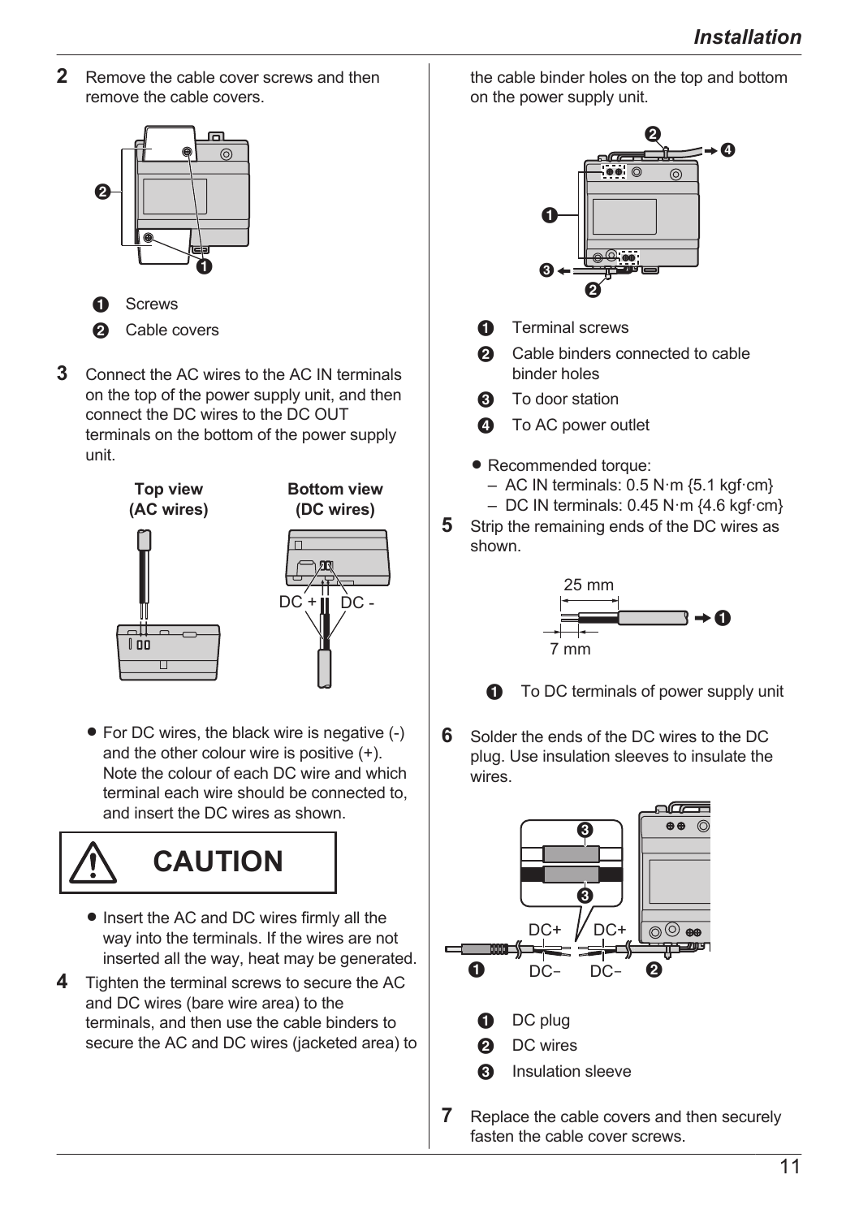2 Remove the cable cover screws and then remove the cable covers.

1. Screws
2. Cable covers

3 Connect the AC wires to the AC IN terminals on the top of the power supply unit, and then connect the DC wires to the DC OUT terminals on the bottom of the power supply unit.

**Top view (AC wires)** **Bottom view (DC wires)**

DC + DC -

- For DC wires, the black wire is negative (-) and the other colour wire is positive (+). Note the colour of each DC wire and which terminal each wire should be connected to, and insert the DC wires as shown.

**CAUTION**

- Insert the AC and DC wires firmly all the way into the terminals. If the wires are not inserted all the way, heat may be generated.

4 Tighten the terminal screws to secure the AC and DC wires (bare wire area) to the terminals, and then use the cable binders to secure the AC and DC wires (jacketed area) to the cable binder holes on the top and bottom on the power supply unit.

1. Terminal screws
2. Cable binders connected to cable binder holes
3. To door station
4. To AC power outlet

- Recommended torque:
  - AC IN terminals: 0.5 N·m {5.1 kgf·cm}
  - DC IN terminals: 0.45 N·m {4.6 kgf·cm}

5 Strip the remaining ends of the DC wires as shown.

25 mm

7 mm

1. To DC terminals of power supply unit

6 Solder the ends of the DC wires to the DC plug. Use insulation sleeves to insulate the wires.

DC+ DC+

DC− DC−

1. DC plug
2. DC wires
3. Insulation sleeve

7 Replace the cable covers and then securely fasten the cable cover screws.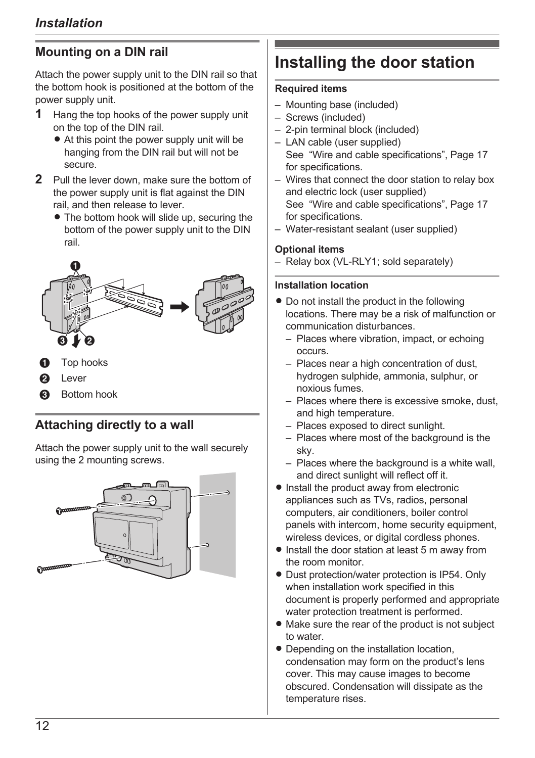## Mounting on a DIN rail

Attach the power supply unit to the DIN rail so that the bottom hook is positioned at the bottom of the power supply unit.

**1** Hang the top hooks of the power supply unit on the top of the DIN rail.
- At this point the power supply unit will be hanging from the DIN rail but will not be secure.

**2** Pull the lever down, make sure the bottom of the power supply unit is flat against the DIN rail, and then release to lever.
- The bottom hook will slide up, securing the bottom of the power supply unit to the DIN rail.

❶ Top hooks
❷ Lever
❸ Bottom hook

## Attaching directly to a wall

Attach the power supply unit to the wall securely using the 2 mounting screws.

# Installing the door station

**Required items**

- Mounting base (included)
- Screws (included)
- 2-pin terminal block (included)
- LAN cable (user supplied)
  See "Wire and cable specifications", Page 17 for specifications.
- Wires that connect the door station to relay box and electric lock (user supplied)
  See "Wire and cable specifications", Page 17 for specifications.
- Water-resistant sealant (user supplied)

**Optional items**

- Relay box (VL-RLY1; sold separately)

**Installation location**

- Do not install the product in the following locations. There may be a risk of malfunction or communication disturbances.
  - Places where vibration, impact, or echoing occurs.
  - Places near a high concentration of dust, hydrogen sulphide, ammonia, sulphur, or noxious fumes.
  - Places where there is excessive smoke, dust, and high temperature.
  - Places exposed to direct sunlight.
  - Places where most of the background is the sky.
  - Places where the background is a white wall, and direct sunlight will reflect off it.
- Install the product away from electronic appliances such as TVs, radios, personal computers, air conditioners, boiler control panels with intercom, home security equipment, wireless devices, or digital cordless phones.
- Install the door station at least 5 m away from the room monitor.
- Dust protection/water protection is IP54. Only when installation work specified in this document is properly performed and appropriate water protection treatment is performed.
- Make sure the rear of the product is not subject to water.
- Depending on the installation location, condensation may form on the product's lens cover. This may cause images to become obscured. Condensation will dissipate as the temperature rises.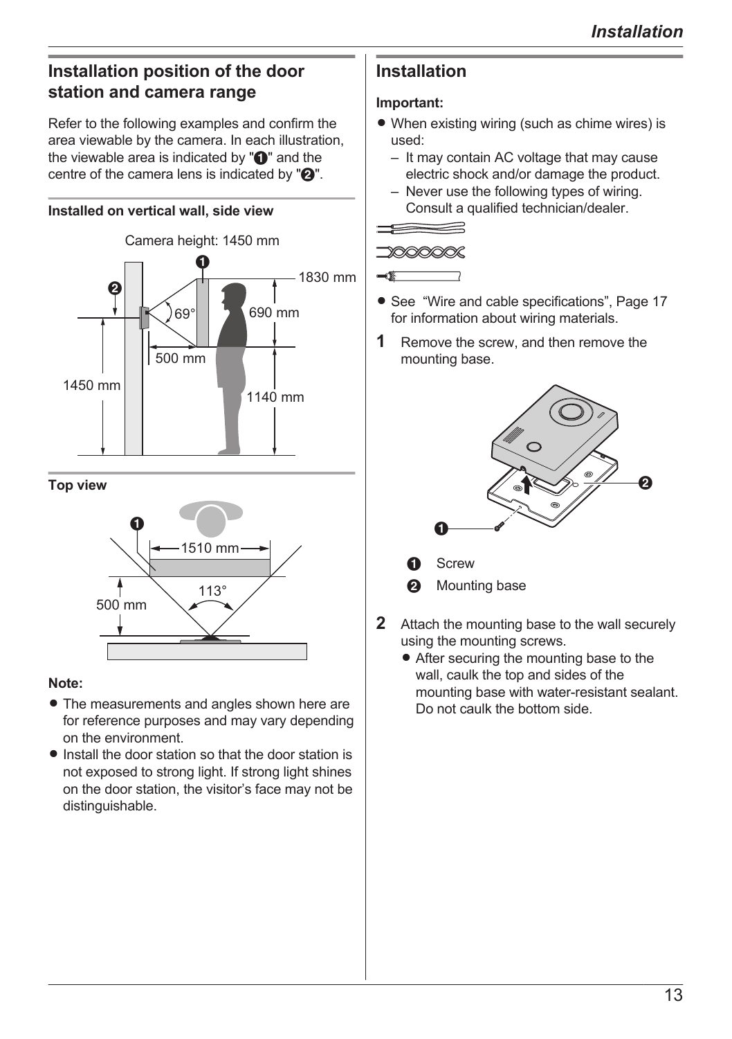## Installation position of the door station and camera range

Refer to the following examples and confirm the area viewable by the camera. In each illustration, the viewable area is indicated by "❶" and the centre of the camera lens is indicated by "❷".

**Installed on vertical wall, side view**

Camera height: 1450 mm

**Top view**

**Note:**

- The measurements and angles shown here are for reference purposes and may vary depending on the environment.
- Install the door station so that the door station is not exposed to strong light. If strong light shines on the door station, the visitor's face may not be distinguishable.

## Installation

**Important:**

- When existing wiring (such as chime wires) is used:
  - It may contain AC voltage that may cause electric shock and/or damage the product.
  - Never use the following types of wiring. Consult a qualified technician/dealer.
- See "Wire and cable specifications", Page 17 for information about wiring materials.

**1** Remove the screw, and then remove the mounting base.

❶ Screw

❷ Mounting base

**2** Attach the mounting base to the wall securely using the mounting screws.
- After securing the mounting base to the wall, caulk the top and sides of the mounting base with water-resistant sealant. Do not caulk the bottom side.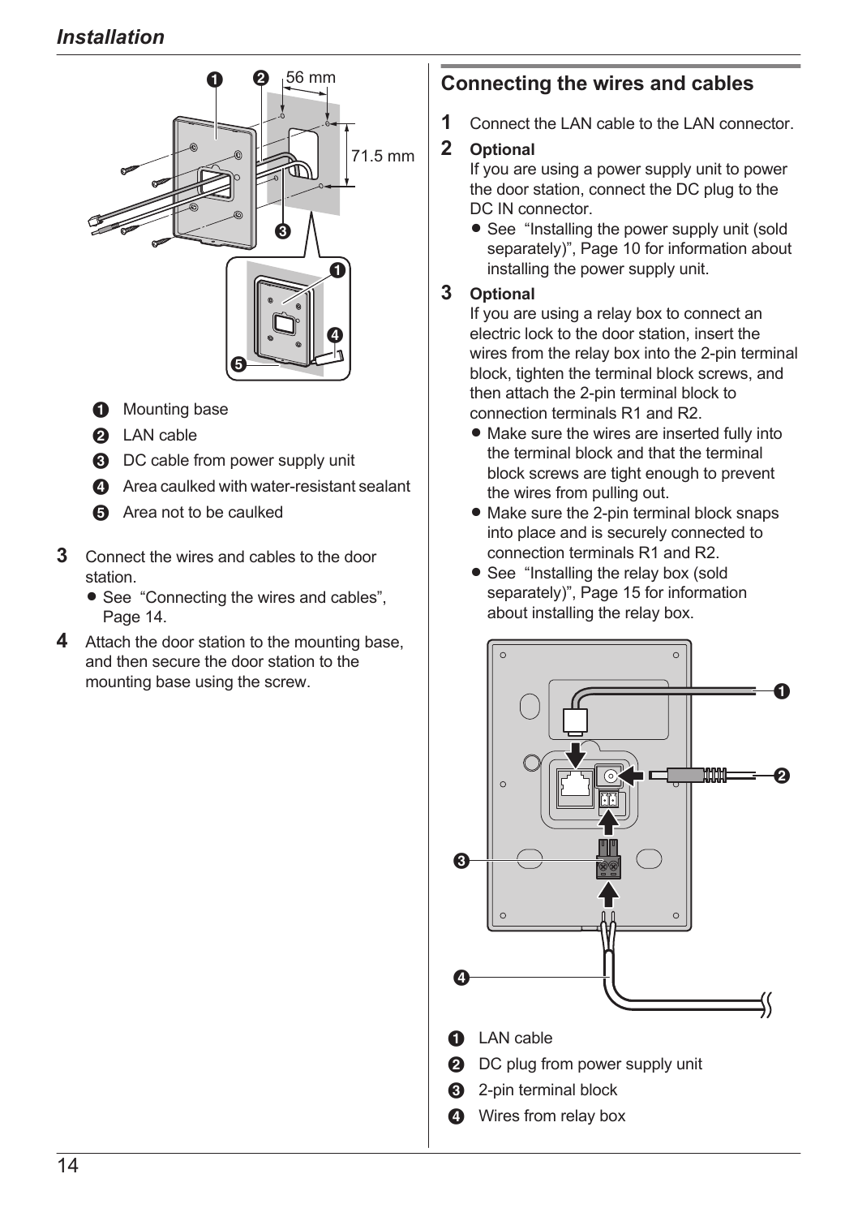1 Mounting base

2 LAN cable

3 DC cable from power supply unit

4 Area caulked with water-resistant sealant

5 Area not to be caulked

3. Connect the wires and cables to the door station.
   - See "Connecting the wires and cables", Page 14.
4. Attach the door station to the mounting base, and then secure the door station to the mounting base using the screw.

## Connecting the wires and cables

1. Connect the LAN cable to the LAN connector.
2. **Optional**
   If you are using a power supply unit to power the door station, connect the DC plug to the DC IN connector.
   - See "Installing the power supply unit (sold separately)", Page 10 for information about installing the power supply unit.
3. **Optional**
   If you are using a relay box to connect an electric lock to the door station, insert the wires from the relay box into the 2-pin terminal block, tighten the terminal block screws, and then attach the 2-pin terminal block to connection terminals R1 and R2.
   - Make sure the wires are inserted fully into the terminal block and that the terminal block screws are tight enough to prevent the wires from pulling out.
   - Make sure the 2-pin terminal block snaps into place and is securely connected to connection terminals R1 and R2.
   - See "Installing the relay box (sold separately)", Page 15 for information about installing the relay box.

1 LAN cable

2 DC plug from power supply unit

3 2-pin terminal block

4 Wires from relay box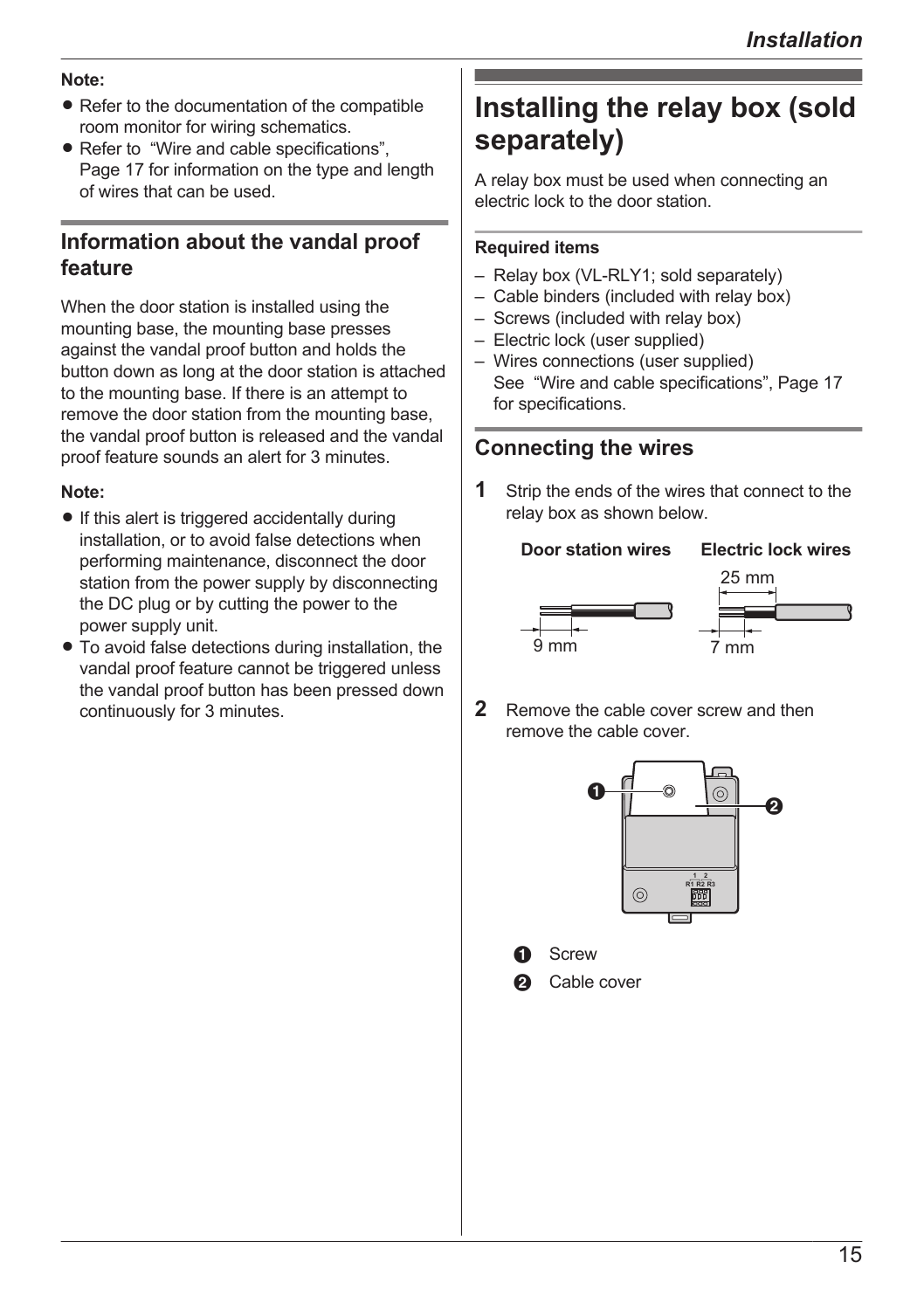**Note:**

- Refer to the documentation of the compatible room monitor for wiring schematics.
- Refer to "Wire and cable specifications", Page 17 for information on the type and length of wires that can be used.

## Information about the vandal proof feature

When the door station is installed using the mounting base, the mounting base presses against the vandal proof button and holds the button down as long at the door station is attached to the mounting base. If there is an attempt to remove the door station from the mounting base, the vandal proof button is released and the vandal proof feature sounds an alert for 3 minutes.

**Note:**

- If this alert is triggered accidentally during installation, or to avoid false detections when performing maintenance, disconnect the door station from the power supply by disconnecting the DC plug or by cutting the power to the power supply unit.
- To avoid false detections during installation, the vandal proof feature cannot be triggered unless the vandal proof button has been pressed down continuously for 3 minutes.

# Installing the relay box (sold separately)

A relay box must be used when connecting an electric lock to the door station.

**Required items**

- Relay box (VL-RLY1; sold separately)
- Cable binders (included with relay box)
- Screws (included with relay box)
- Electric lock (user supplied)
- Wires connections (user supplied)
  See "Wire and cable specifications", Page 17 for specifications.

## Connecting the wires

**1** Strip the ends of the wires that connect to the relay box as shown below.

**Door station wires** — 9 mm

**Electric lock wires** — 25 mm, 7 mm

**2** Remove the cable cover screw and then remove the cable cover.

1. Screw
2. Cable cover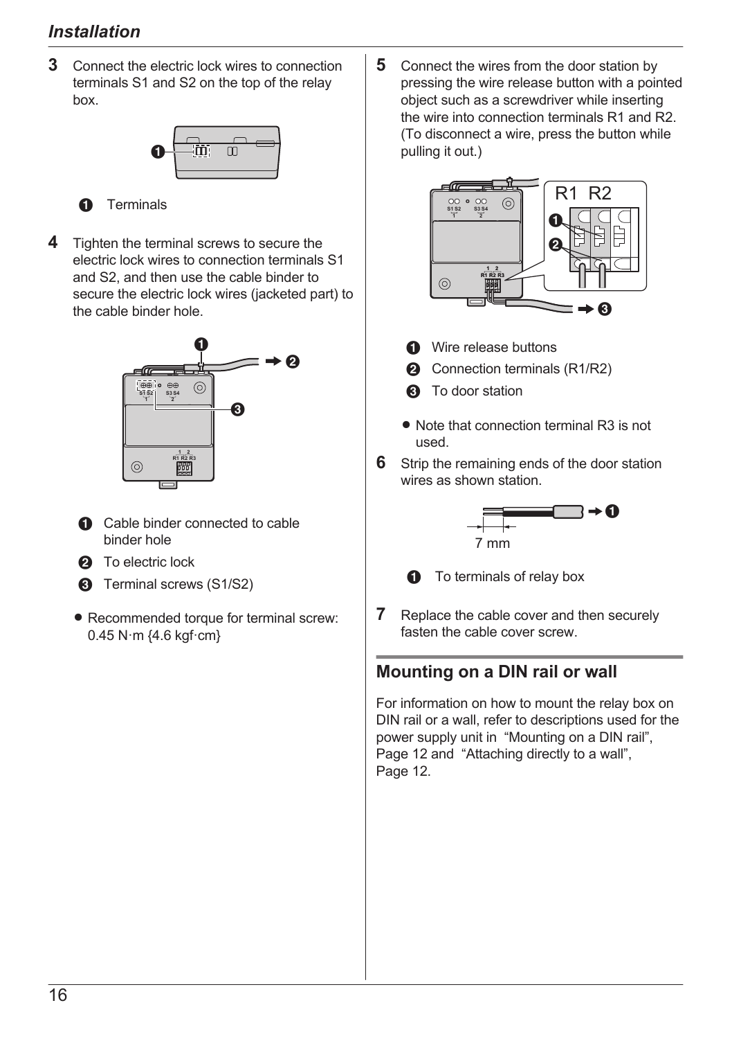## Installation

**3** Connect the electric lock wires to connection terminals S1 and S2 on the top of the relay box.

❶ Terminals

**4** Tighten the terminal screws to secure the electric lock wires to connection terminals S1 and S2, and then use the cable binder to secure the electric lock wires (jacketed part) to the cable binder hole.

❶ Cable binder connected to cable binder hole

❷ To electric lock

❸ Terminal screws (S1/S2)

- Recommended torque for terminal screw: 0.45 N·m {4.6 kgf·cm}

**5** Connect the wires from the door station by pressing the wire release button with a pointed object such as a screwdriver while inserting the wire into connection terminals R1 and R2. (To disconnect a wire, press the button while pulling it out.)

❶ Wire release buttons

❷ Connection terminals (R1/R2)

❸ To door station

- Note that connection terminal R3 is not used.

**6** Strip the remaining ends of the door station wires as shown station.

7 mm

❶ To terminals of relay box

**7** Replace the cable cover and then securely fasten the cable cover screw.

## Mounting on a DIN rail or wall

For information on how to mount the relay box on DIN rail or a wall, refer to descriptions used for the power supply unit in "Mounting on a DIN rail", Page 12 and "Attaching directly to a wall", Page 12.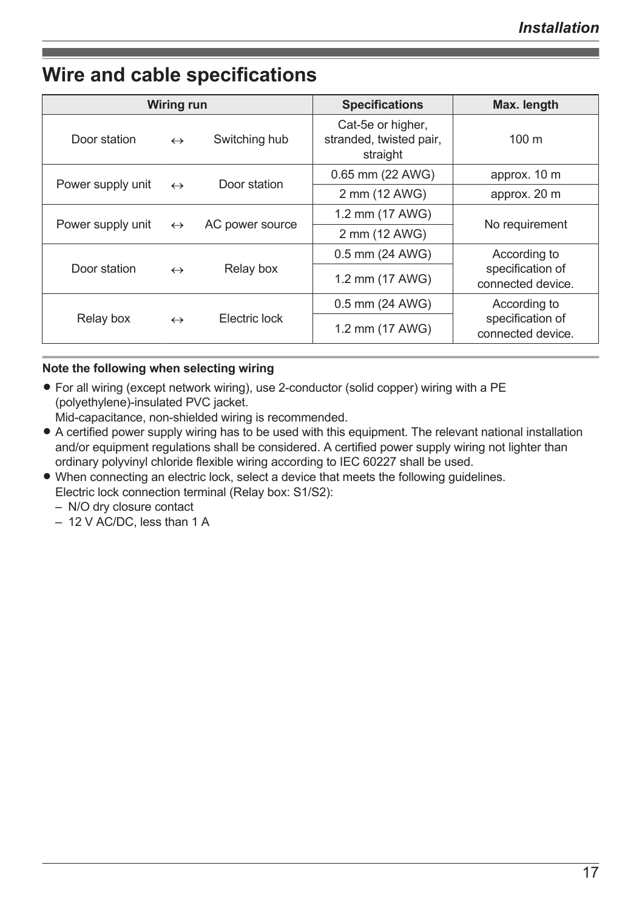# Wire and cable specifications

| Wiring run | | | Specifications | Max. length |
|---|---|---|---|---|
| Door station | ↔ | Switching hub | Cat-5e or higher, stranded, twisted pair, straight | 100 m |
| Power supply unit | ↔ | Door station | 0.65 mm (22 AWG) | approx. 10 m |
| | | | 2 mm (12 AWG) | approx. 20 m |
| Power supply unit | ↔ | AC power source | 1.2 mm (17 AWG) | No requirement |
| | | | 2 mm (12 AWG) | |
| Door station | ↔ | Relay box | 0.5 mm (24 AWG) | According to specification of connected device. |
| | | | 1.2 mm (17 AWG) | |
| Relay box | ↔ | Electric lock | 0.5 mm (24 AWG) | According to specification of connected device. |
| | | | 1.2 mm (17 AWG) | |

**Note the following when selecting wiring**

- For all wiring (except network wiring), use 2-conductor (solid copper) wiring with a PE (polyethylene)-insulated PVC jacket.
  Mid-capacitance, non-shielded wiring is recommended.
- A certified power supply wiring has to be used with this equipment. The relevant national installation and/or equipment regulations shall be considered. A certified power supply wiring not lighter than ordinary polyvinyl chloride flexible wiring according to IEC 60227 shall be used.
- When connecting an electric lock, select a device that meets the following guidelines.
  Electric lock connection terminal (Relay box: S1/S2):
  - N/O dry closure contact
  - 12 V AC/DC, less than 1 A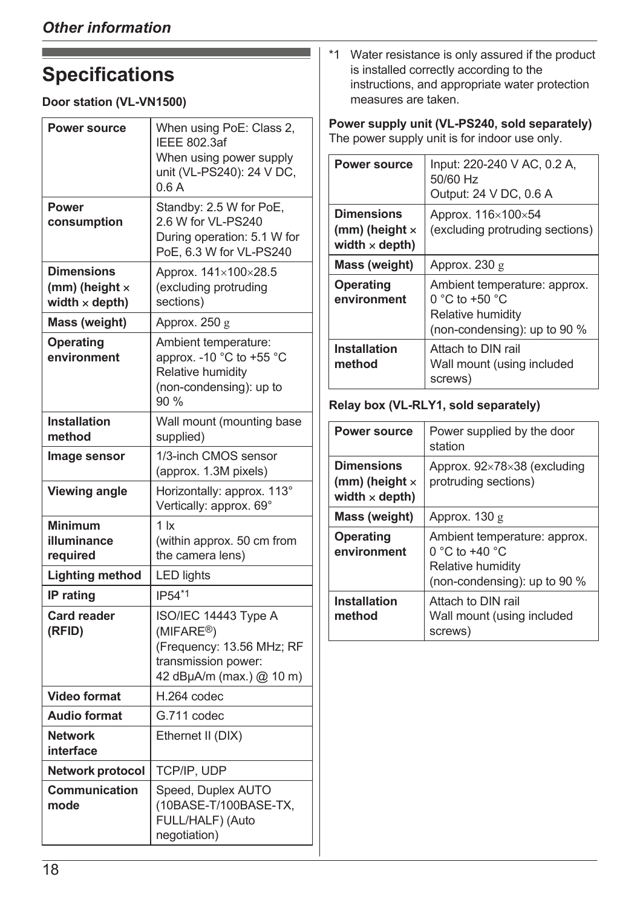## Specifications

**Door station (VL-VN1500)**

| Power source | When using PoE: Class 2, IEEE 802.3af<br>When using power supply unit (VL-PS240): 24 V DC, 0.6 A |
|---|---|
| **Power consumption** | Standby: 2.5 W for PoE, 2.6 W for VL-PS240<br>During operation: 5.1 W for PoE, 6.3 W for VL-PS240 |
| **Dimensions (mm) (height × width × depth)** | Approx. 141×100×28.5 (excluding protruding sections) |
| **Mass (weight)** | Approx. 250 g |
| **Operating environment** | Ambient temperature: approx. -10 °C to +55 °C<br>Relative humidity (non-condensing): up to 90 % |
| **Installation method** | Wall mount (mounting base supplied) |
| **Image sensor** | 1/3-inch CMOS sensor (approx. 1.3M pixels) |
| **Viewing angle** | Horizontally: approx. 113°<br>Vertically: approx. 69° |
| **Minimum illuminance required** | 1 lx<br>(within approx. 50 cm from the camera lens) |
| **Lighting method** | LED lights |
| **IP rating** | IP54[*1] |
| **Card reader (RFID)** | ISO/IEC 14443 Type A (MIFARE®)<br>(Frequency: 13.56 MHz; RF transmission power: 42 dBμA/m (max.) @ 10 m) |
| **Video format** | H.264 codec |
| **Audio format** | G.711 codec |
| **Network interface** | Ethernet II (DIX) |
| **Network protocol** | TCP/IP, UDP |
| **Communication mode** | Speed, Duplex AUTO (10BASE-T/100BASE-TX, FULL/HALF) (Auto negotiation) |

*1 Water resistance is only assured if the product is installed correctly according to the instructions, and appropriate water protection measures are taken.

**Power supply unit (VL-PS240, sold separately)**
The power supply unit is for indoor use only.

| Power source | Input: 220-240 V AC, 0.2 A, 50/60 Hz<br>Output: 24 V DC, 0.6 A |
|---|---|
| **Dimensions (mm) (height × width × depth)** | Approx. 116×100×54 (excluding protruding sections) |
| **Mass (weight)** | Approx. 230 g |
| **Operating environment** | Ambient temperature: approx. 0 °C to +50 °C<br>Relative humidity (non-condensing): up to 90 % |
| **Installation method** | Attach to DIN rail<br>Wall mount (using included screws) |

**Relay box (VL-RLY1, sold separately)**

| Power source | Power supplied by the door station |
|---|---|
| **Dimensions (mm) (height × width × depth)** | Approx. 92×78×38 (excluding protruding sections) |
| **Mass (weight)** | Approx. 130 g |
| **Operating environment** | Ambient temperature: approx. 0 °C to +40 °C<br>Relative humidity (non-condensing): up to 90 % |
| **Installation method** | Attach to DIN rail<br>Wall mount (using included screws) |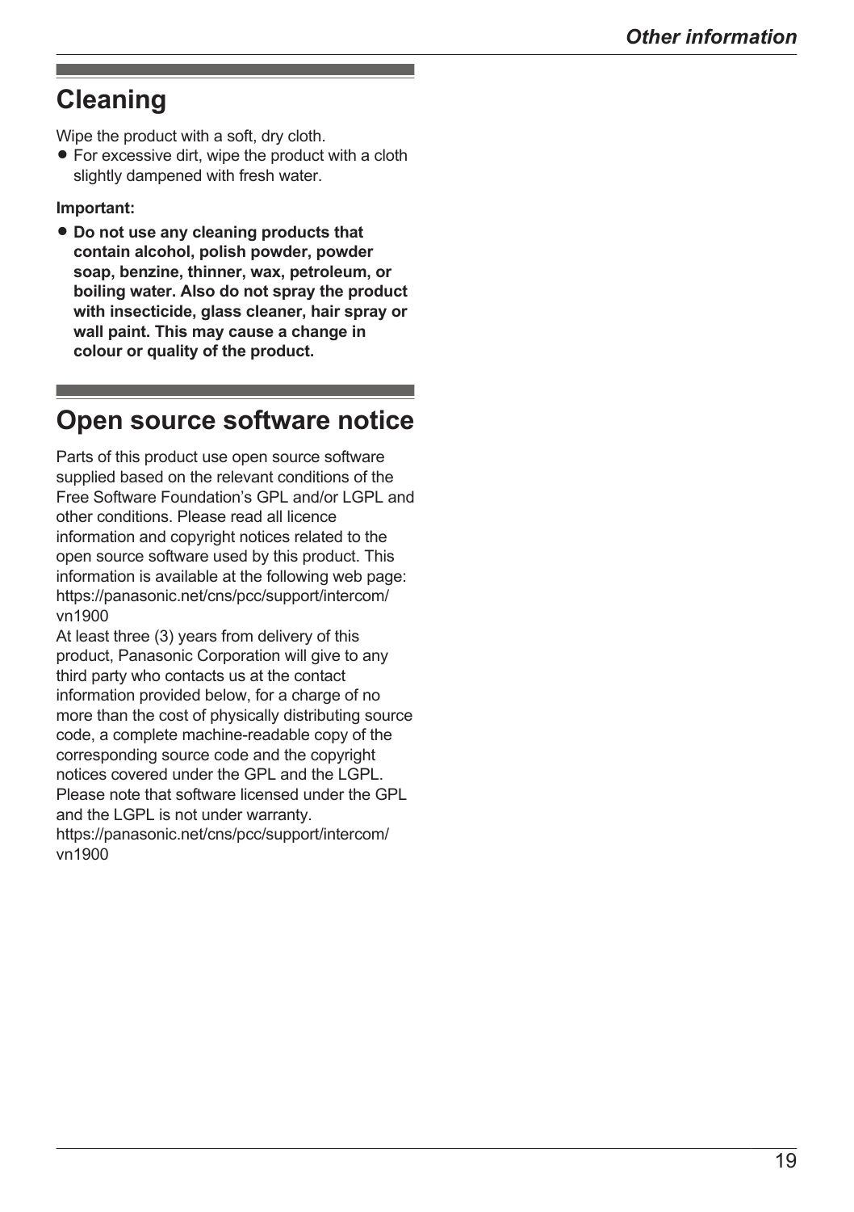## Cleaning

Wipe the product with a soft, dry cloth.

- For excessive dirt, wipe the product with a cloth slightly dampened with fresh water.

**Important:**

- **Do not use any cleaning products that contain alcohol, polish powder, powder soap, benzine, thinner, wax, petroleum, or boiling water. Also do not spray the product with insecticide, glass cleaner, hair spray or wall paint. This may cause a change in colour or quality of the product.**

## Open source software notice

Parts of this product use open source software supplied based on the relevant conditions of the Free Software Foundation's GPL and/or LGPL and other conditions. Please read all licence information and copyright notices related to the open source software used by this product. This information is available at the following web page:
https://panasonic.net/cns/pcc/support/intercom/vn1900
At least three (3) years from delivery of this product, Panasonic Corporation will give to any third party who contacts us at the contact information provided below, for a charge of no more than the cost of physically distributing source code, a complete machine-readable copy of the corresponding source code and the copyright notices covered under the GPL and the LGPL. Please note that software licensed under the GPL and the LGPL is not under warranty.
https://panasonic.net/cns/pcc/support/intercom/vn1900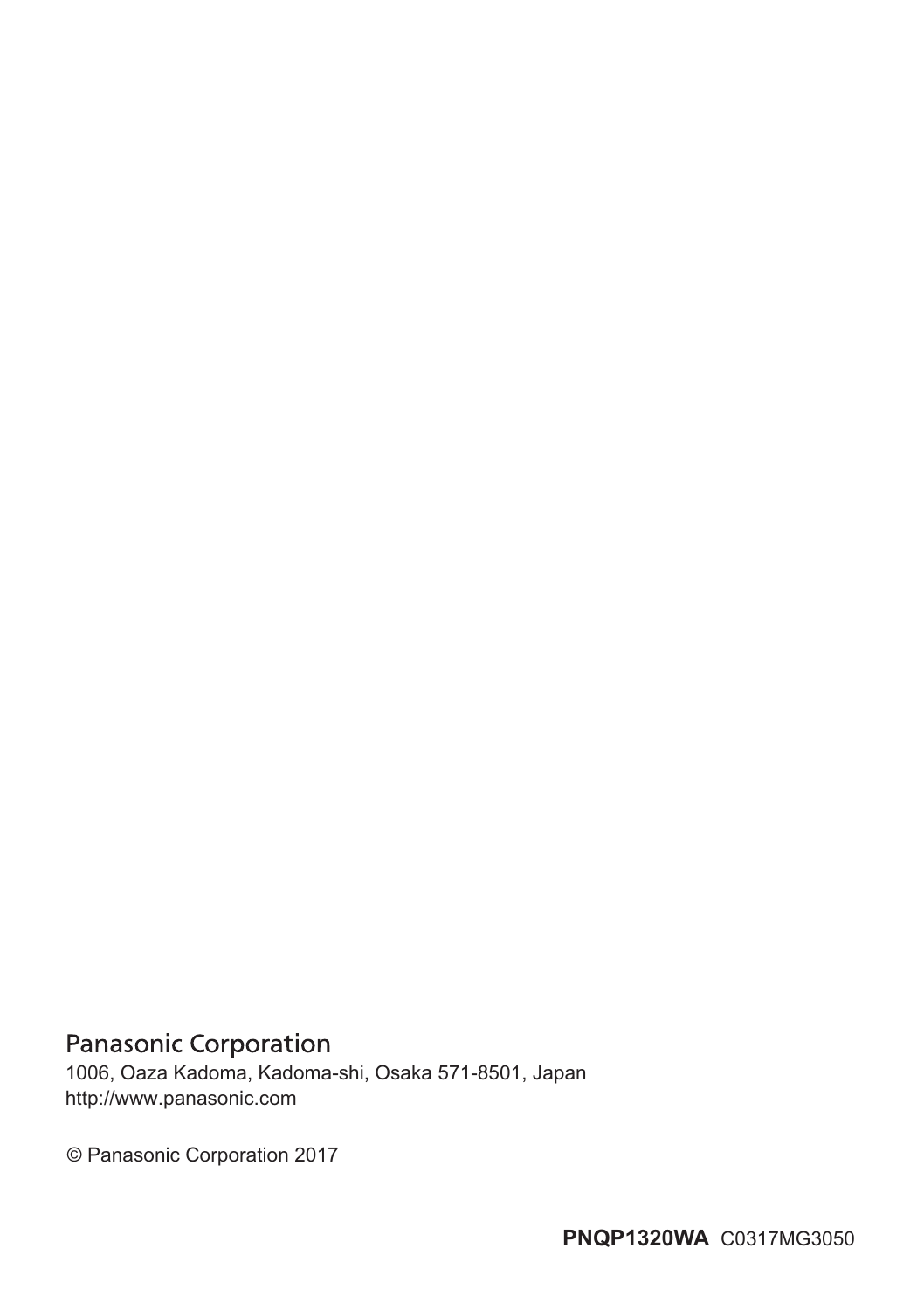Panasonic Corporation

1006, Oaza Kadoma, Kadoma-shi, Osaka 571-8501, Japan
http://www.panasonic.com

© Panasonic Corporation 2017

**PNQP1320WA** C0317MG3050